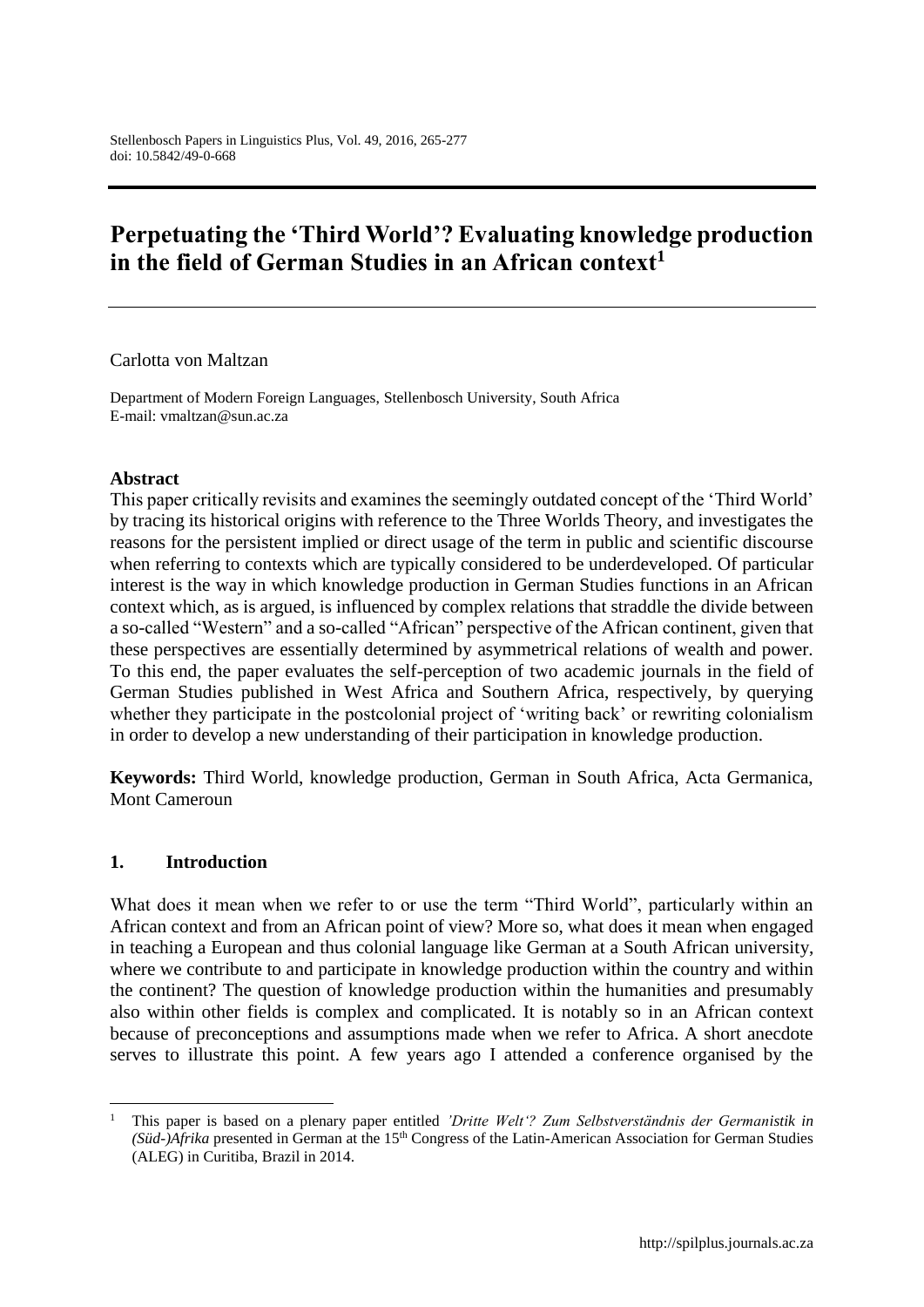# Perpetuating the 'Third World'? Evaluating knowledge production in the field of German Studies in an African context[1]

Carlotta von Maltzan

Department of Modern Foreign Languages, Stellenbosch University, South Africa
E-mail: vmaltzan@sun.ac.za

**Abstract**

This paper critically revisits and examines the seemingly outdated concept of the 'Third World' by tracing its historical origins with reference to the Three Worlds Theory, and investigates the reasons for the persistent implied or direct usage of the term in public and scientific discourse when referring to contexts which are typically considered to be underdeveloped. Of particular interest is the way in which knowledge production in German Studies functions in an African context which, as is argued, is influenced by complex relations that straddle the divide between a so-called "Western" and a so-called "African" perspective of the African continent, given that these perspectives are essentially determined by asymmetrical relations of wealth and power. To this end, the paper evaluates the self-perception of two academic journals in the field of German Studies published in West Africa and Southern Africa, respectively, by querying whether they participate in the postcolonial project of 'writing back' or rewriting colonialism in order to develop a new understanding of their participation in knowledge production.

**Keywords:** Third World, knowledge production, German in South Africa, Acta Germanica, Mont Cameroun

## 1. Introduction

What does it mean when we refer to or use the term "Third World", particularly within an African context and from an African point of view? More so, what does it mean when engaged in teaching a European and thus colonial language like German at a South African university, where we contribute to and participate in knowledge production within the country and within the continent? The question of knowledge production within the humanities and presumably also within other fields is complex and complicated. It is notably so in an African context because of preconceptions and assumptions made when we refer to Africa. A short anecdote serves to illustrate this point. A few years ago I attended a conference organised by the

[1] This paper is based on a plenary paper entitled *'Dritte Welt'? Zum Selbstverständnis der Germanistik in (Süd-)Afrika* presented in German at the 15th Congress of the Latin-American Association for German Studies (ALEG) in Curitiba, Brazil in 2014.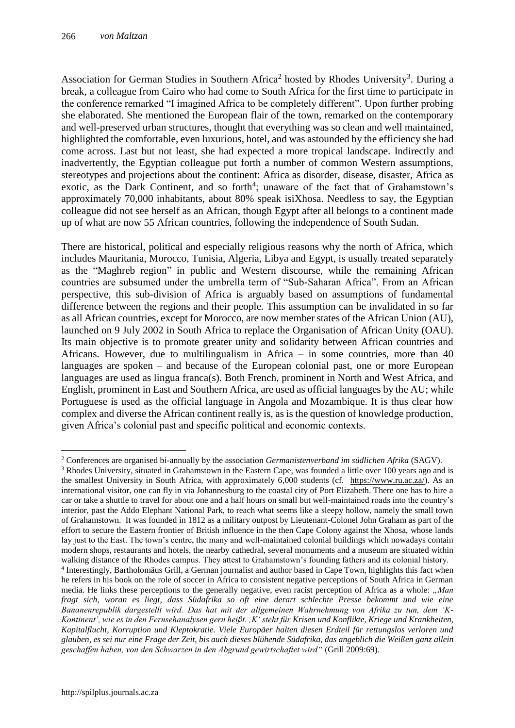Association for German Studies in Southern Africa[2] hosted by Rhodes University[3]. During a break, a colleague from Cairo who had come to South Africa for the first time to participate in the conference remarked "I imagined Africa to be completely different". Upon further probing she elaborated. She mentioned the European flair of the town, remarked on the contemporary and well-preserved urban structures, thought that everything was so clean and well maintained, highlighted the comfortable, even luxurious, hotel, and was astounded by the efficiency she had come across. Last but not least, she had expected a more tropical landscape. Indirectly and inadvertently, the Egyptian colleague put forth a number of common Western assumptions, stereotypes and projections about the continent: Africa as disorder, disease, disaster, Africa as exotic, as the Dark Continent, and so forth[4]; unaware of the fact that of Grahamstown's approximately 70,000 inhabitants, about 80% speak isiXhosa. Needless to say, the Egyptian colleague did not see herself as an African, though Egypt after all belongs to a continent made up of what are now 55 African countries, following the independence of South Sudan.

There are historical, political and especially religious reasons why the north of Africa, which includes Mauritania, Morocco, Tunisia, Algeria, Libya and Egypt, is usually treated separately as the "Maghreb region" in public and Western discourse, while the remaining African countries are subsumed under the umbrella term of "Sub-Saharan Africa". From an African perspective, this sub-division of Africa is arguably based on assumptions of fundamental difference between the regions and their people. This assumption can be invalidated in so far as all African countries, except for Morocco, are now member states of the African Union (AU), launched on 9 July 2002 in South Africa to replace the Organisation of African Unity (OAU). Its main objective is to promote greater unity and solidarity between African countries and Africans. However, due to multilingualism in Africa – in some countries, more than 40 languages are spoken – and because of the European colonial past, one or more European languages are used as lingua franca(s). Both French, prominent in North and West Africa, and English, prominent in East and Southern Africa, are used as official languages by the AU; while Portuguese is used as the official language in Angola and Mozambique. It is thus clear how complex and diverse the African continent really is, as is the question of knowledge production, given Africa's colonial past and specific political and economic contexts.

---

[2] Conferences are organised bi-annually by the association *Germanistenverband im südlichen Afrika* (SAGV).

[3] Rhodes University, situated in Grahamstown in the Eastern Cape, was founded a little over 100 years ago and is the smallest University in South Africa, with approximately 6,000 students (cf. https://www.ru.ac.za/). As an international visitor, one can fly in via Johannesburg to the coastal city of Port Elizabeth. There one has to hire a car or take a shuttle to travel for about one and a half hours on small but well-maintained roads into the country's interior, past the Addo Elephant National Park, to reach what seems like a sleepy hollow, namely the small town of Grahamstown. It was founded in 1812 as a military outpost by Lieutenant-Colonel John Graham as part of the effort to secure the Eastern frontier of British influence in the then Cape Colony against the Xhosa, whose lands lay just to the East. The town's centre, the many and well-maintained colonial buildings which nowadays contain modern shops, restaurants and hotels, the nearby cathedral, several monuments and a museum are situated within walking distance of the Rhodes campus. They attest to Grahamstown's founding fathers and its colonial history.

[4] Interestingly, Bartholomäus Grill, a German journalist and author based in Cape Town, highlights this fact when he refers in his book on the role of soccer in Africa to consistent negative perceptions of South Africa in German media. He links these perceptions to the generally negative, even racist perception of Africa as a whole: *„Man fragt sich, woran es liegt, dass Südafrika so oft eine derart schlechte Presse bekommt und wie eine Bananenrepublik dargestellt wird. Das hat mit der allgemeinen Wahrnehmung von Afrika zu tun, dem 'K-Kontinent', wie es in den Fernsehanalysen gern heißt. ‚K' steht für Krisen und Konflikte, Kriege und Krankheiten, Kapitalflucht, Korruption und Kleptokratie. Viele Europäer halten diesen Erdteil für rettungslos verloren und glauben, es sei nur eine Frage der Zeit, bis auch dieses blühende Südafrika, das angeblich die Weißen ganz allein geschaffen haben, von den Schwarzen in den Abgrund gewirtschaftet wird"* (Grill 2009:69).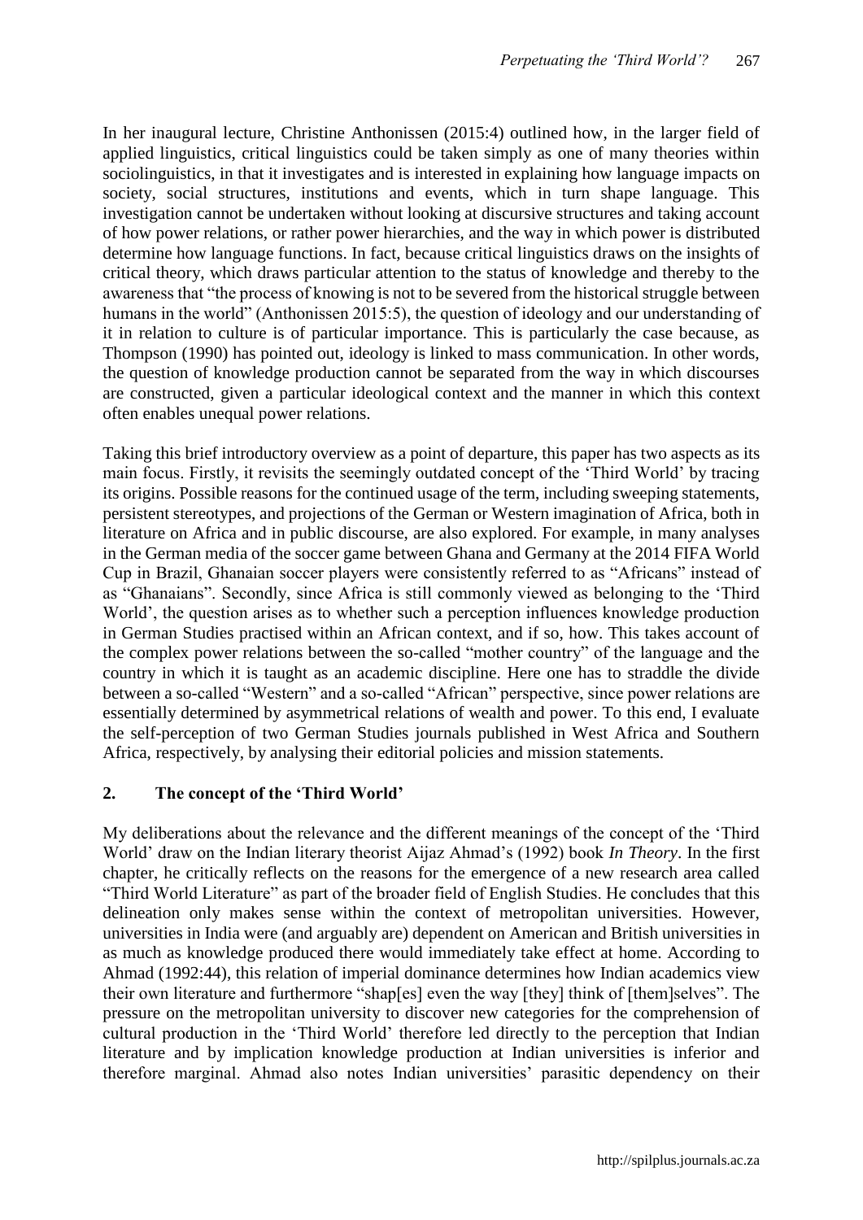In her inaugural lecture, Christine Anthonissen (2015:4) outlined how, in the larger field of applied linguistics, critical linguistics could be taken simply as one of many theories within sociolinguistics, in that it investigates and is interested in explaining how language impacts on society, social structures, institutions and events, which in turn shape language. This investigation cannot be undertaken without looking at discursive structures and taking account of how power relations, or rather power hierarchies, and the way in which power is distributed determine how language functions. In fact, because critical linguistics draws on the insights of critical theory, which draws particular attention to the status of knowledge and thereby to the awareness that "the process of knowing is not to be severed from the historical struggle between humans in the world" (Anthonissen 2015:5), the question of ideology and our understanding of it in relation to culture is of particular importance. This is particularly the case because, as Thompson (1990) has pointed out, ideology is linked to mass communication. In other words, the question of knowledge production cannot be separated from the way in which discourses are constructed, given a particular ideological context and the manner in which this context often enables unequal power relations.

Taking this brief introductory overview as a point of departure, this paper has two aspects as its main focus. Firstly, it revisits the seemingly outdated concept of the 'Third World' by tracing its origins. Possible reasons for the continued usage of the term, including sweeping statements, persistent stereotypes, and projections of the German or Western imagination of Africa, both in literature on Africa and in public discourse, are also explored. For example, in many analyses in the German media of the soccer game between Ghana and Germany at the 2014 FIFA World Cup in Brazil, Ghanaian soccer players were consistently referred to as "Africans" instead of as "Ghanaians". Secondly, since Africa is still commonly viewed as belonging to the 'Third World', the question arises as to whether such a perception influences knowledge production in German Studies practised within an African context, and if so, how. This takes account of the complex power relations between the so-called "mother country" of the language and the country in which it is taught as an academic discipline. Here one has to straddle the divide between a so-called "Western" and a so-called "African" perspective, since power relations are essentially determined by asymmetrical relations of wealth and power. To this end, I evaluate the self-perception of two German Studies journals published in West Africa and Southern Africa, respectively, by analysing their editorial policies and mission statements.

## 2. The concept of the 'Third World'

My deliberations about the relevance and the different meanings of the concept of the 'Third World' draw on the Indian literary theorist Aijaz Ahmad's (1992) book *In Theory*. In the first chapter, he critically reflects on the reasons for the emergence of a new research area called "Third World Literature" as part of the broader field of English Studies. He concludes that this delineation only makes sense within the context of metropolitan universities. However, universities in India were (and arguably are) dependent on American and British universities in as much as knowledge produced there would immediately take effect at home. According to Ahmad (1992:44), this relation of imperial dominance determines how Indian academics view their own literature and furthermore "shap[es] even the way [they] think of [them]selves". The pressure on the metropolitan university to discover new categories for the comprehension of cultural production in the 'Third World' therefore led directly to the perception that Indian literature and by implication knowledge production at Indian universities is inferior and therefore marginal. Ahmad also notes Indian universities' parasitic dependency on their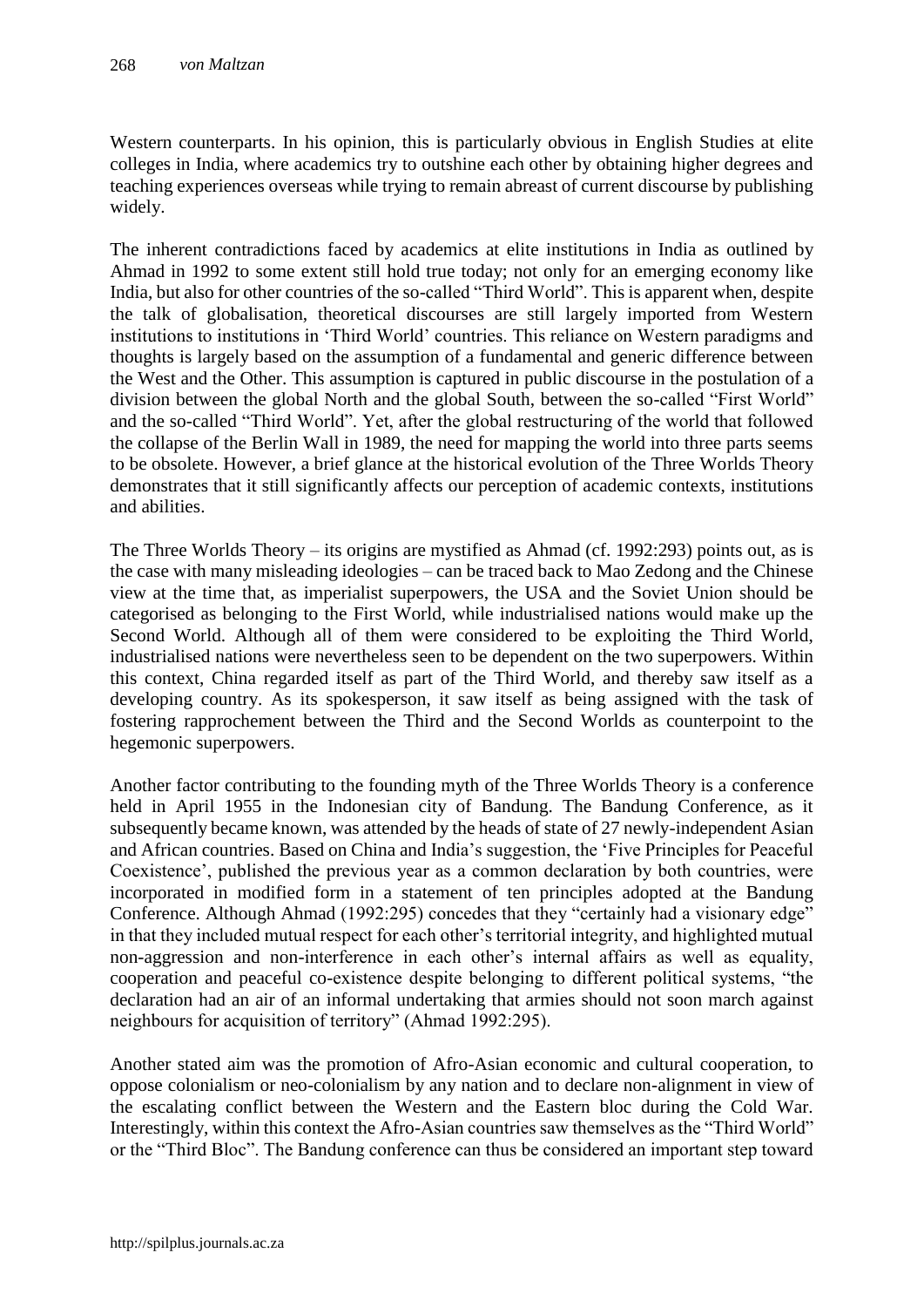Western counterparts. In his opinion, this is particularly obvious in English Studies at elite colleges in India, where academics try to outshine each other by obtaining higher degrees and teaching experiences overseas while trying to remain abreast of current discourse by publishing widely.

The inherent contradictions faced by academics at elite institutions in India as outlined by Ahmad in 1992 to some extent still hold true today; not only for an emerging economy like India, but also for other countries of the so-called "Third World". This is apparent when, despite the talk of globalisation, theoretical discourses are still largely imported from Western institutions to institutions in 'Third World' countries. This reliance on Western paradigms and thoughts is largely based on the assumption of a fundamental and generic difference between the West and the Other. This assumption is captured in public discourse in the postulation of a division between the global North and the global South, between the so-called "First World" and the so-called "Third World". Yet, after the global restructuring of the world that followed the collapse of the Berlin Wall in 1989, the need for mapping the world into three parts seems to be obsolete. However, a brief glance at the historical evolution of the Three Worlds Theory demonstrates that it still significantly affects our perception of academic contexts, institutions and abilities.

The Three Worlds Theory – its origins are mystified as Ahmad (cf. 1992:293) points out, as is the case with many misleading ideologies – can be traced back to Mao Zedong and the Chinese view at the time that, as imperialist superpowers, the USA and the Soviet Union should be categorised as belonging to the First World, while industrialised nations would make up the Second World. Although all of them were considered to be exploiting the Third World, industrialised nations were nevertheless seen to be dependent on the two superpowers. Within this context, China regarded itself as part of the Third World, and thereby saw itself as a developing country. As its spokesperson, it saw itself as being assigned with the task of fostering rapprochement between the Third and the Second Worlds as counterpoint to the hegemonic superpowers.

Another factor contributing to the founding myth of the Three Worlds Theory is a conference held in April 1955 in the Indonesian city of Bandung. The Bandung Conference, as it subsequently became known, was attended by the heads of state of 27 newly-independent Asian and African countries. Based on China and India's suggestion, the 'Five Principles for Peaceful Coexistence', published the previous year as a common declaration by both countries, were incorporated in modified form in a statement of ten principles adopted at the Bandung Conference. Although Ahmad (1992:295) concedes that they "certainly had a visionary edge" in that they included mutual respect for each other's territorial integrity, and highlighted mutual non-aggression and non-interference in each other's internal affairs as well as equality, cooperation and peaceful co-existence despite belonging to different political systems, "the declaration had an air of an informal undertaking that armies should not soon march against neighbours for acquisition of territory" (Ahmad 1992:295).

Another stated aim was the promotion of Afro-Asian economic and cultural cooperation, to oppose colonialism or neo-colonialism by any nation and to declare non-alignment in view of the escalating conflict between the Western and the Eastern bloc during the Cold War. Interestingly, within this context the Afro-Asian countries saw themselves as the "Third World" or the "Third Bloc". The Bandung conference can thus be considered an important step toward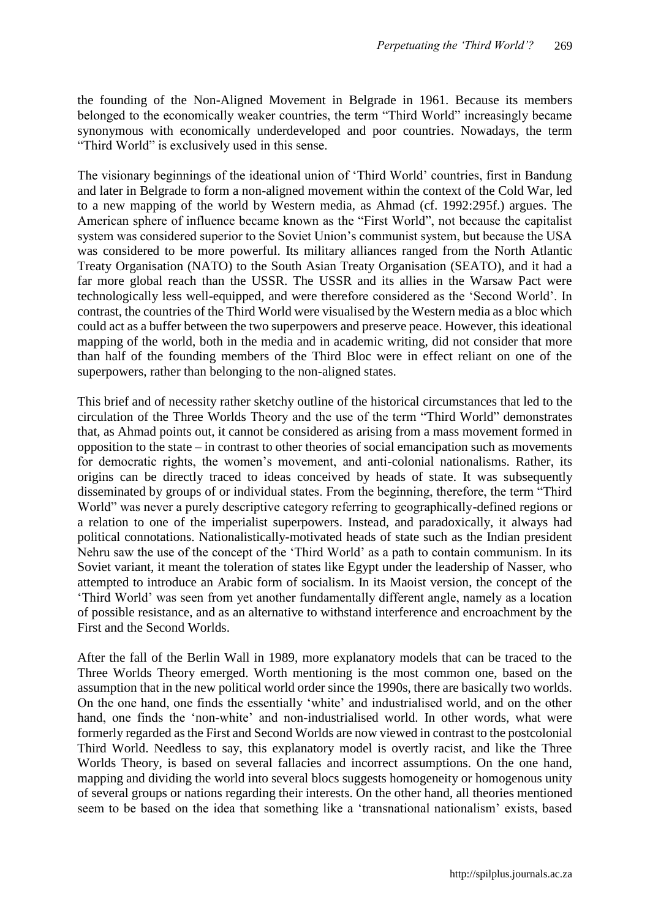the founding of the Non-Aligned Movement in Belgrade in 1961. Because its members belonged to the economically weaker countries, the term "Third World" increasingly became synonymous with economically underdeveloped and poor countries. Nowadays, the term "Third World" is exclusively used in this sense.

The visionary beginnings of the ideational union of 'Third World' countries, first in Bandung and later in Belgrade to form a non-aligned movement within the context of the Cold War, led to a new mapping of the world by Western media, as Ahmad (cf. 1992:295f.) argues. The American sphere of influence became known as the "First World", not because the capitalist system was considered superior to the Soviet Union's communist system, but because the USA was considered to be more powerful. Its military alliances ranged from the North Atlantic Treaty Organisation (NATO) to the South Asian Treaty Organisation (SEATO), and it had a far more global reach than the USSR. The USSR and its allies in the Warsaw Pact were technologically less well-equipped, and were therefore considered as the 'Second World'. In contrast, the countries of the Third World were visualised by the Western media as a bloc which could act as a buffer between the two superpowers and preserve peace. However, this ideational mapping of the world, both in the media and in academic writing, did not consider that more than half of the founding members of the Third Bloc were in effect reliant on one of the superpowers, rather than belonging to the non-aligned states.

This brief and of necessity rather sketchy outline of the historical circumstances that led to the circulation of the Three Worlds Theory and the use of the term "Third World" demonstrates that, as Ahmad points out, it cannot be considered as arising from a mass movement formed in opposition to the state – in contrast to other theories of social emancipation such as movements for democratic rights, the women's movement, and anti-colonial nationalisms. Rather, its origins can be directly traced to ideas conceived by heads of state. It was subsequently disseminated by groups of or individual states. From the beginning, therefore, the term "Third World" was never a purely descriptive category referring to geographically-defined regions or a relation to one of the imperialist superpowers. Instead, and paradoxically, it always had political connotations. Nationalistically-motivated heads of state such as the Indian president Nehru saw the use of the concept of the 'Third World' as a path to contain communism. In its Soviet variant, it meant the toleration of states like Egypt under the leadership of Nasser, who attempted to introduce an Arabic form of socialism. In its Maoist version, the concept of the 'Third World' was seen from yet another fundamentally different angle, namely as a location of possible resistance, and as an alternative to withstand interference and encroachment by the First and the Second Worlds.

After the fall of the Berlin Wall in 1989, more explanatory models that can be traced to the Three Worlds Theory emerged. Worth mentioning is the most common one, based on the assumption that in the new political world order since the 1990s, there are basically two worlds. On the one hand, one finds the essentially 'white' and industrialised world, and on the other hand, one finds the 'non-white' and non-industrialised world. In other words, what were formerly regarded as the First and Second Worlds are now viewed in contrast to the postcolonial Third World. Needless to say, this explanatory model is overtly racist, and like the Three Worlds Theory, is based on several fallacies and incorrect assumptions. On the one hand, mapping and dividing the world into several blocs suggests homogeneity or homogenous unity of several groups or nations regarding their interests. On the other hand, all theories mentioned seem to be based on the idea that something like a 'transnational nationalism' exists, based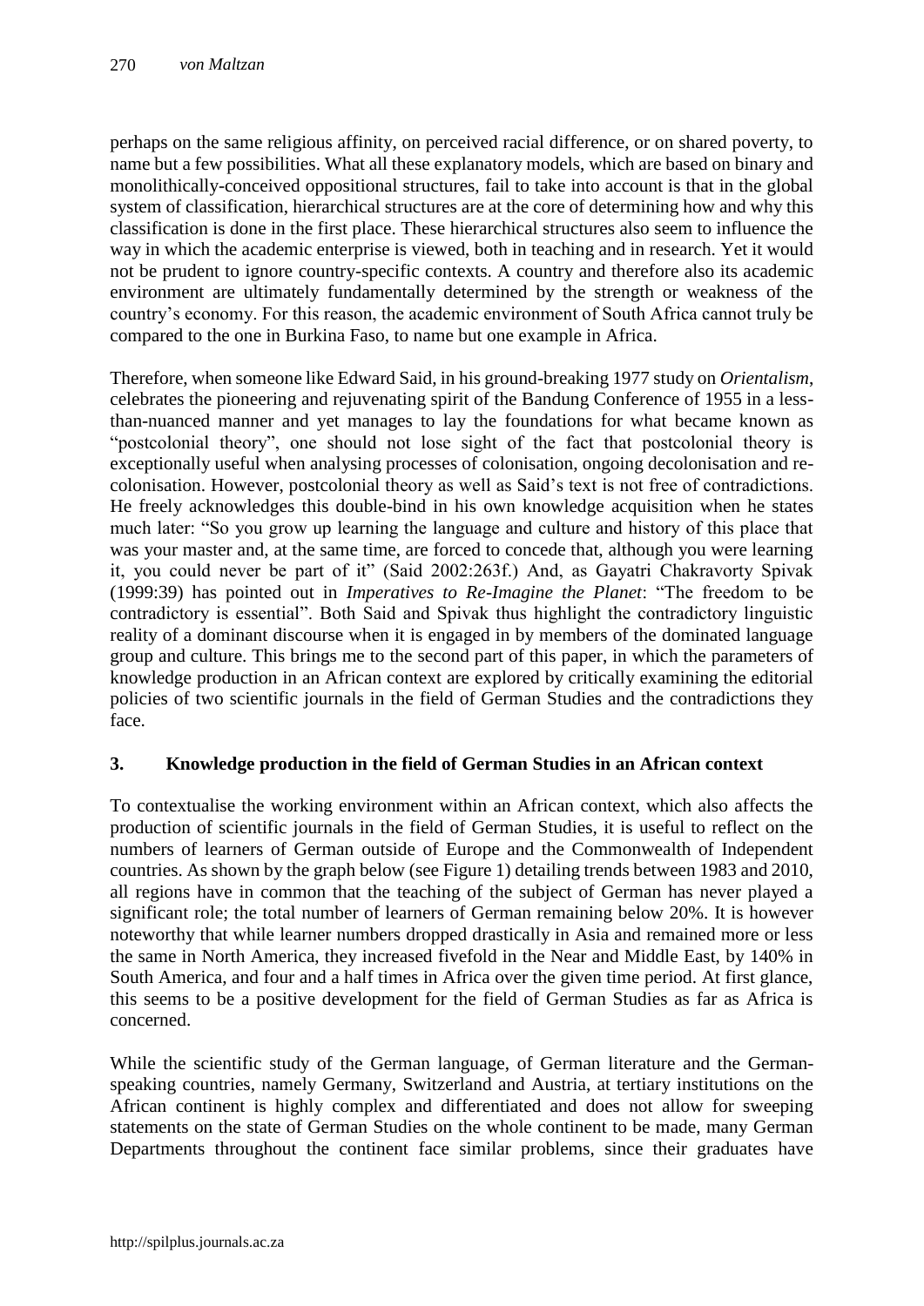perhaps on the same religious affinity, on perceived racial difference, or on shared poverty, to name but a few possibilities. What all these explanatory models, which are based on binary and monolithically-conceived oppositional structures, fail to take into account is that in the global system of classification, hierarchical structures are at the core of determining how and why this classification is done in the first place. These hierarchical structures also seem to influence the way in which the academic enterprise is viewed, both in teaching and in research. Yet it would not be prudent to ignore country-specific contexts. A country and therefore also its academic environment are ultimately fundamentally determined by the strength or weakness of the country's economy. For this reason, the academic environment of South Africa cannot truly be compared to the one in Burkina Faso, to name but one example in Africa.

Therefore, when someone like Edward Said, in his ground-breaking 1977 study on *Orientalism*, celebrates the pioneering and rejuvenating spirit of the Bandung Conference of 1955 in a less-than-nuanced manner and yet manages to lay the foundations for what became known as "postcolonial theory", one should not lose sight of the fact that postcolonial theory is exceptionally useful when analysing processes of colonisation, ongoing decolonisation and re-colonisation. However, postcolonial theory as well as Said's text is not free of contradictions. He freely acknowledges this double-bind in his own knowledge acquisition when he states much later: "So you grow up learning the language and culture and history of this place that was your master and, at the same time, are forced to concede that, although you were learning it, you could never be part of it" (Said 2002:263f.) And, as Gayatri Chakravorty Spivak (1999:39) has pointed out in *Imperatives to Re-Imagine the Planet*: "The freedom to be contradictory is essential". Both Said and Spivak thus highlight the contradictory linguistic reality of a dominant discourse when it is engaged in by members of the dominated language group and culture. This brings me to the second part of this paper, in which the parameters of knowledge production in an African context are explored by critically examining the editorial policies of two scientific journals in the field of German Studies and the contradictions they face.

## 3. Knowledge production in the field of German Studies in an African context

To contextualise the working environment within an African context, which also affects the production of scientific journals in the field of German Studies, it is useful to reflect on the numbers of learners of German outside of Europe and the Commonwealth of Independent countries. As shown by the graph below (see Figure 1) detailing trends between 1983 and 2010, all regions have in common that the teaching of the subject of German has never played a significant role; the total number of learners of German remaining below 20%. It is however noteworthy that while learner numbers dropped drastically in Asia and remained more or less the same in North America, they increased fivefold in the Near and Middle East, by 140% in South America, and four and a half times in Africa over the given time period. At first glance, this seems to be a positive development for the field of German Studies as far as Africa is concerned.

While the scientific study of the German language, of German literature and the German-speaking countries, namely Germany, Switzerland and Austria, at tertiary institutions on the African continent is highly complex and differentiated and does not allow for sweeping statements on the state of German Studies on the whole continent to be made, many German Departments throughout the continent face similar problems, since their graduates have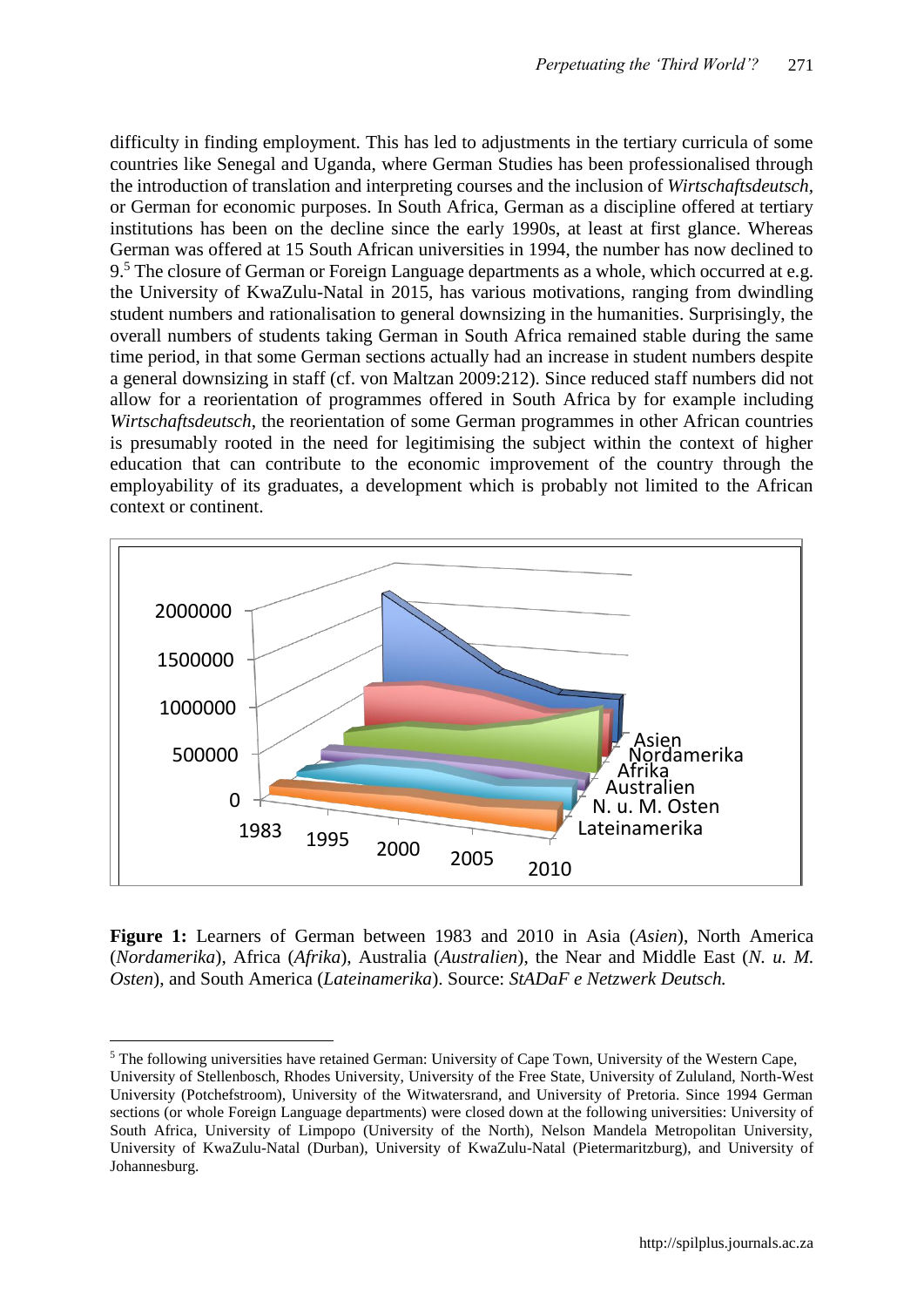difficulty in finding employment. This has led to adjustments in the tertiary curricula of some countries like Senegal and Uganda, where German Studies has been professionalised through the introduction of translation and interpreting courses and the inclusion of *Wirtschaftsdeutsch*, or German for economic purposes. In South Africa, German as a discipline offered at tertiary institutions has been on the decline since the early 1990s, at least at first glance. Whereas German was offered at 15 South African universities in 1994, the number has now declined to 9.[5] The closure of German or Foreign Language departments as a whole, which occurred at e.g. the University of KwaZulu-Natal in 2015, has various motivations, ranging from dwindling student numbers and rationalisation to general downsizing in the humanities. Surprisingly, the overall numbers of students taking German in South Africa remained stable during the same time period, in that some German sections actually had an increase in student numbers despite a general downsizing in staff (cf. von Maltzan 2009:212). Since reduced staff numbers did not allow for a reorientation of programmes offered in South Africa by for example including *Wirtschaftsdeutsch*, the reorientation of some German programmes in other African countries is presumably rooted in the need for legitimising the subject within the context of higher education that can contribute to the economic improvement of the country through the employability of its graduates, a development which is probably not limited to the African context or continent.

**Figure 1:** Learners of German between 1983 and 2010 in Asia (*Asien*), North America (*Nordamerika*), Africa (*Afrika*), Australia (*Australien*), the Near and Middle East (*N. u. M. Osten*), and South America (*Lateinamerika*). Source: *StADaF e Netzwerk Deutsch.*

[5] The following universities have retained German: University of Cape Town, University of the Western Cape, University of Stellenbosch, Rhodes University, University of the Free State, University of Zululand, North-West University (Potchefstroom), University of the Witwatersrand, and University of Pretoria. Since 1994 German sections (or whole Foreign Language departments) were closed down at the following universities: University of South Africa, University of Limpopo (University of the North), Nelson Mandela Metropolitan University, University of KwaZulu-Natal (Durban), University of KwaZulu-Natal (Pietermaritzburg), and University of Johannesburg.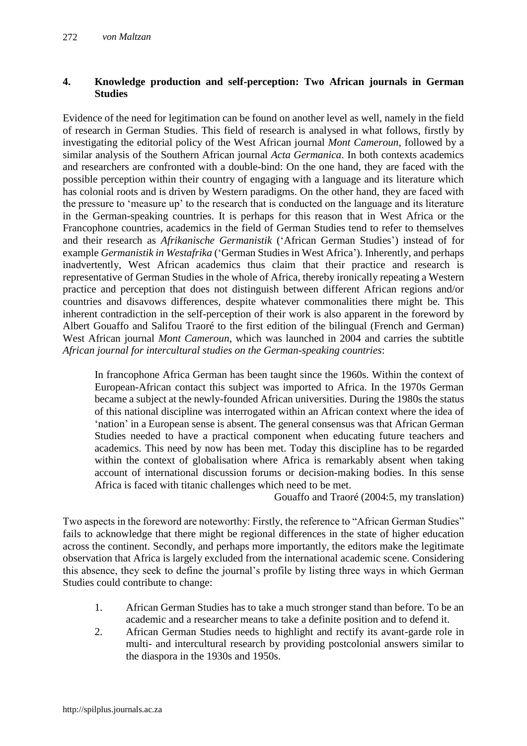## 4. Knowledge production and self-perception: Two African journals in German Studies

Evidence of the need for legitimation can be found on another level as well, namely in the field of research in German Studies. This field of research is analysed in what follows, firstly by investigating the editorial policy of the West African journal *Mont Cameroun*, followed by a similar analysis of the Southern African journal *Acta Germanica*. In both contexts academics and researchers are confronted with a double-bind: On the one hand, they are faced with the possible perception within their country of engaging with a language and its literature which has colonial roots and is driven by Western paradigms. On the other hand, they are faced with the pressure to 'measure up' to the research that is conducted on the language and its literature in the German-speaking countries. It is perhaps for this reason that in West Africa or the Francophone countries, academics in the field of German Studies tend to refer to themselves and their research as *Afrikanische Germanistik* ('African German Studies') instead of for example *Germanistik in Westafrika* ('German Studies in West Africa'). Inherently, and perhaps inadvertently, West African academics thus claim that their practice and research is representative of German Studies in the whole of Africa, thereby ironically repeating a Western practice and perception that does not distinguish between different African regions and/or countries and disavows differences, despite whatever commonalities there might be. This inherent contradiction in the self-perception of their work is also apparent in the foreword by Albert Gouaffo and Salifou Traoré to the first edition of the bilingual (French and German) West African journal *Mont Cameroun*, which was launched in 2004 and carries the subtitle *African journal for intercultural studies on the German-speaking countries*:

> In francophone Africa German has been taught since the 1960s. Within the context of European-African contact this subject was imported to Africa. In the 1970s German became a subject at the newly-founded African universities. During the 1980s the status of this national discipline was interrogated within an African context where the idea of 'nation' in a European sense is absent. The general consensus was that African German Studies needed to have a practical component when educating future teachers and academics. This need by now has been met. Today this discipline has to be regarded within the context of globalisation where Africa is remarkably absent when taking account of international discussion forums or decision-making bodies. In this sense Africa is faced with titanic challenges which need to be met.
>
> Gouaffo and Traoré (2004:5, my translation)

Two aspects in the foreword are noteworthy: Firstly, the reference to "African German Studies" fails to acknowledge that there might be regional differences in the state of higher education across the continent. Secondly, and perhaps more importantly, the editors make the legitimate observation that Africa is largely excluded from the international academic scene. Considering this absence, they seek to define the journal's profile by listing three ways in which German Studies could contribute to change:

1. African German Studies has to take a much stronger stand than before. To be an academic and a researcher means to take a definite position and to defend it.
2. African German Studies needs to highlight and rectify its avant-garde role in multi- and intercultural research by providing postcolonial answers similar to the diaspora in the 1930s and 1950s.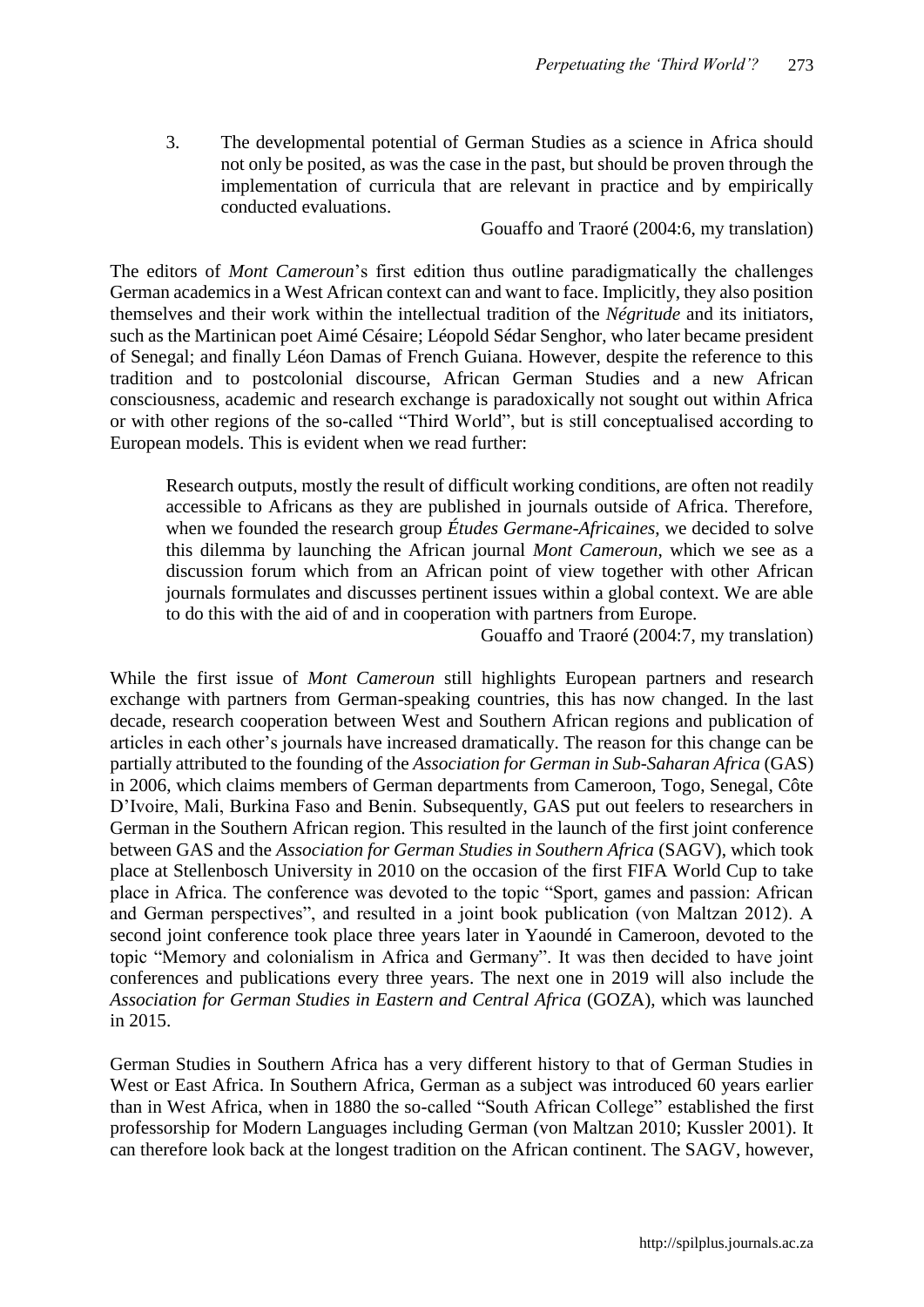3. The developmental potential of German Studies as a science in Africa should not only be posited, as was the case in the past, but should be proven through the implementation of curricula that are relevant in practice and by empirically conducted evaluations.

Gouaffo and Traoré (2004:6, my translation)

The editors of *Mont Cameroun*'s first edition thus outline paradigmatically the challenges German academics in a West African context can and want to face. Implicitly, they also position themselves and their work within the intellectual tradition of the *Négritude* and its initiators, such as the Martinican poet Aimé Césaire; Léopold Sédar Senghor, who later became president of Senegal; and finally Léon Damas of French Guiana. However, despite the reference to this tradition and to postcolonial discourse, African German Studies and a new African consciousness, academic and research exchange is paradoxically not sought out within Africa or with other regions of the so-called "Third World", but is still conceptualised according to European models. This is evident when we read further:

> Research outputs, mostly the result of difficult working conditions, are often not readily accessible to Africans as they are published in journals outside of Africa. Therefore, when we founded the research group *Études Germane-Africaines*, we decided to solve this dilemma by launching the African journal *Mont Cameroun*, which we see as a discussion forum which from an African point of view together with other African journals formulates and discusses pertinent issues within a global context. We are able to do this with the aid of and in cooperation with partners from Europe.
>
> Gouaffo and Traoré (2004:7, my translation)

While the first issue of *Mont Cameroun* still highlights European partners and research exchange with partners from German-speaking countries, this has now changed. In the last decade, research cooperation between West and Southern African regions and publication of articles in each other's journals have increased dramatically. The reason for this change can be partially attributed to the founding of the *Association for German in Sub-Saharan Africa* (GAS) in 2006, which claims members of German departments from Cameroon, Togo, Senegal, Côte D'Ivoire, Mali, Burkina Faso and Benin. Subsequently, GAS put out feelers to researchers in German in the Southern African region. This resulted in the launch of the first joint conference between GAS and the *Association for German Studies in Southern Africa* (SAGV), which took place at Stellenbosch University in 2010 on the occasion of the first FIFA World Cup to take place in Africa. The conference was devoted to the topic "Sport, games and passion: African and German perspectives", and resulted in a joint book publication (von Maltzan 2012). A second joint conference took place three years later in Yaoundé in Cameroon, devoted to the topic "Memory and colonialism in Africa and Germany". It was then decided to have joint conferences and publications every three years. The next one in 2019 will also include the *Association for German Studies in Eastern and Central Africa* (GOZA), which was launched in 2015.

German Studies in Southern Africa has a very different history to that of German Studies in West or East Africa. In Southern Africa, German as a subject was introduced 60 years earlier than in West Africa, when in 1880 the so-called "South African College" established the first professorship for Modern Languages including German (von Maltzan 2010; Kussler 2001). It can therefore look back at the longest tradition on the African continent. The SAGV, however,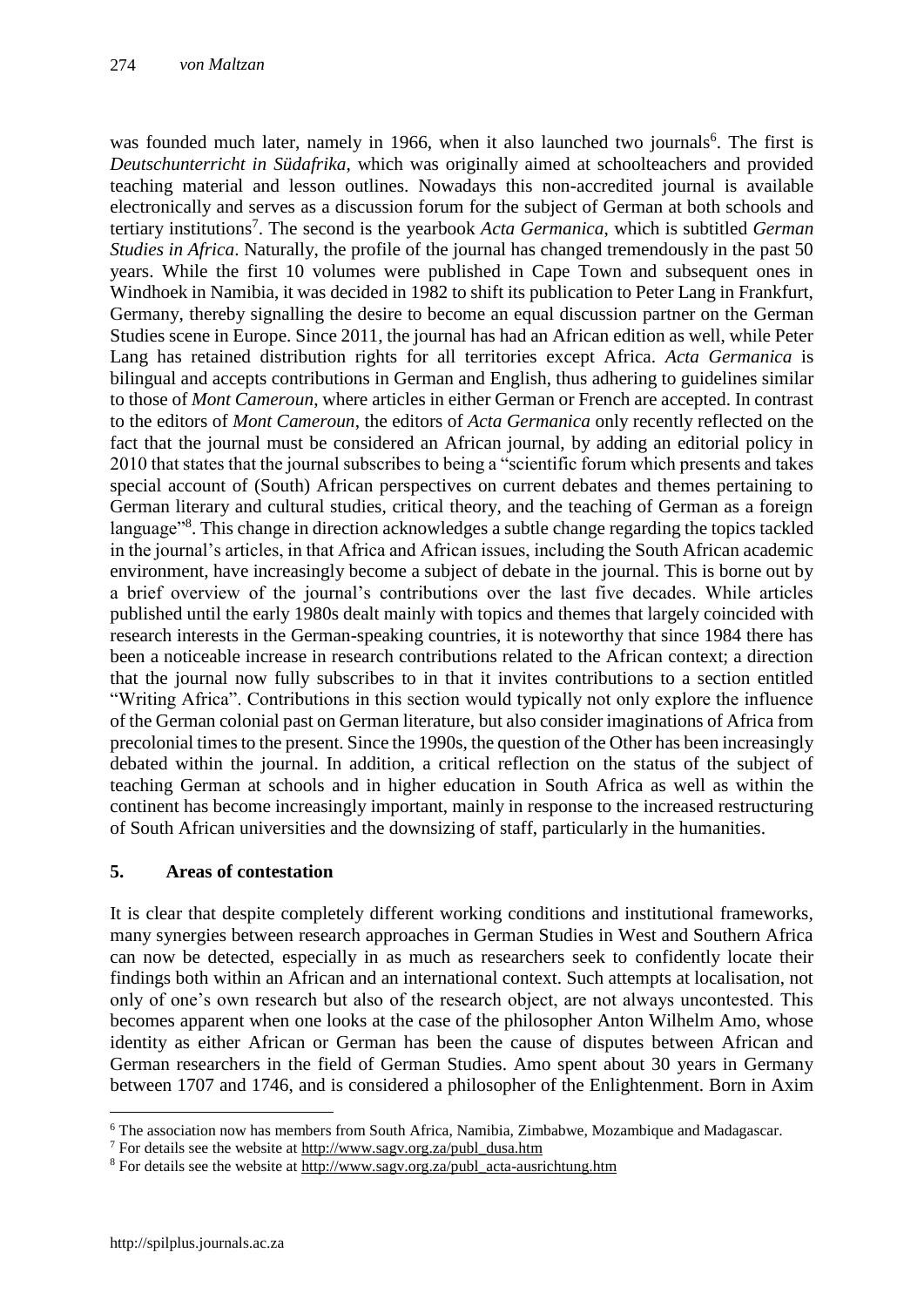was founded much later, namely in 1966, when it also launched two journals[6]. The first is *Deutschunterricht in Südafrika*, which was originally aimed at schoolteachers and provided teaching material and lesson outlines. Nowadays this non-accredited journal is available electronically and serves as a discussion forum for the subject of German at both schools and tertiary institutions[7]. The second is the yearbook *Acta Germanica*, which is subtitled *German Studies in Africa*. Naturally, the profile of the journal has changed tremendously in the past 50 years. While the first 10 volumes were published in Cape Town and subsequent ones in Windhoek in Namibia, it was decided in 1982 to shift its publication to Peter Lang in Frankfurt, Germany, thereby signalling the desire to become an equal discussion partner on the German Studies scene in Europe. Since 2011, the journal has had an African edition as well, while Peter Lang has retained distribution rights for all territories except Africa. *Acta Germanica* is bilingual and accepts contributions in German and English, thus adhering to guidelines similar to those of *Mont Cameroun*, where articles in either German or French are accepted. In contrast to the editors of *Mont Cameroun*, the editors of *Acta Germanica* only recently reflected on the fact that the journal must be considered an African journal, by adding an editorial policy in 2010 that states that the journal subscribes to being a "scientific forum which presents and takes special account of (South) African perspectives on current debates and themes pertaining to German literary and cultural studies, critical theory, and the teaching of German as a foreign language"[8]. This change in direction acknowledges a subtle change regarding the topics tackled in the journal's articles, in that Africa and African issues, including the South African academic environment, have increasingly become a subject of debate in the journal. This is borne out by a brief overview of the journal's contributions over the last five decades. While articles published until the early 1980s dealt mainly with topics and themes that largely coincided with research interests in the German-speaking countries, it is noteworthy that since 1984 there has been a noticeable increase in research contributions related to the African context; a direction that the journal now fully subscribes to in that it invites contributions to a section entitled "Writing Africa". Contributions in this section would typically not only explore the influence of the German colonial past on German literature, but also consider imaginations of Africa from precolonial times to the present. Since the 1990s, the question of the Other has been increasingly debated within the journal. In addition, a critical reflection on the status of the subject of teaching German at schools and in higher education in South Africa as well as within the continent has become increasingly important, mainly in response to the increased restructuring of South African universities and the downsizing of staff, particularly in the humanities.

## 5. Areas of contestation

It is clear that despite completely different working conditions and institutional frameworks, many synergies between research approaches in German Studies in West and Southern Africa can now be detected, especially in as much as researchers seek to confidently locate their findings both within an African and an international context. Such attempts at localisation, not only of one's own research but also of the research object, are not always uncontested. This becomes apparent when one looks at the case of the philosopher Anton Wilhelm Amo, whose identity as either African or German has been the cause of disputes between African and German researchers in the field of German Studies. Amo spent about 30 years in Germany between 1707 and 1746, and is considered a philosopher of the Enlightenment. Born in Axim

---

[6] The association now has members from South Africa, Namibia, Zimbabwe, Mozambique and Madagascar.

[7] For details see the website at http://www.sagv.org.za/publ_dusa.htm

[8] For details see the website at http://www.sagv.org.za/publ_acta-ausrichtung.htm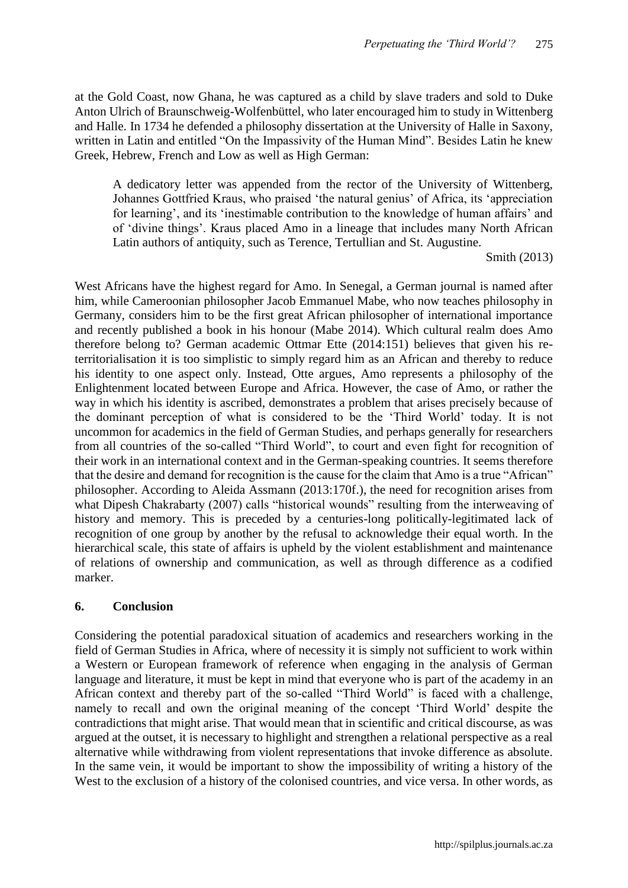at the Gold Coast, now Ghana, he was captured as a child by slave traders and sold to Duke Anton Ulrich of Braunschweig-Wolfenbüttel, who later encouraged him to study in Wittenberg and Halle. In 1734 he defended a philosophy dissertation at the University of Halle in Saxony, written in Latin and entitled "On the Impassivity of the Human Mind". Besides Latin he knew Greek, Hebrew, French and Low as well as High German:

> A dedicatory letter was appended from the rector of the University of Wittenberg, Johannes Gottfried Kraus, who praised 'the natural genius' of Africa, its 'appreciation for learning', and its 'inestimable contribution to the knowledge of human affairs' and of 'divine things'. Kraus placed Amo in a lineage that includes many North African Latin authors of antiquity, such as Terence, Tertullian and St. Augustine.
>
> Smith (2013)

West Africans have the highest regard for Amo. In Senegal, a German journal is named after him, while Cameroonian philosopher Jacob Emmanuel Mabe, who now teaches philosophy in Germany, considers him to be the first great African philosopher of international importance and recently published a book in his honour (Mabe 2014). Which cultural realm does Amo therefore belong to? German academic Ottmar Ette (2014:151) believes that given his re-territorialisation it is too simplistic to simply regard him as an African and thereby to reduce his identity to one aspect only. Instead, Otte argues, Amo represents a philosophy of the Enlightenment located between Europe and Africa. However, the case of Amo, or rather the way in which his identity is ascribed, demonstrates a problem that arises precisely because of the dominant perception of what is considered to be the 'Third World' today. It is not uncommon for academics in the field of German Studies, and perhaps generally for researchers from all countries of the so-called "Third World", to court and even fight for recognition of their work in an international context and in the German-speaking countries. It seems therefore that the desire and demand for recognition is the cause for the claim that Amo is a true "African" philosopher. According to Aleida Assmann (2013:170f.), the need for recognition arises from what Dipesh Chakrabarty (2007) calls "historical wounds" resulting from the interweaving of history and memory. This is preceded by a centuries-long politically-legitimated lack of recognition of one group by another by the refusal to acknowledge their equal worth. In the hierarchical scale, this state of affairs is upheld by the violent establishment and maintenance of relations of ownership and communication, as well as through difference as a codified marker.

## 6. Conclusion

Considering the potential paradoxical situation of academics and researchers working in the field of German Studies in Africa, where of necessity it is simply not sufficient to work within a Western or European framework of reference when engaging in the analysis of German language and literature, it must be kept in mind that everyone who is part of the academy in an African context and thereby part of the so-called "Third World" is faced with a challenge, namely to recall and own the original meaning of the concept 'Third World' despite the contradictions that might arise. That would mean that in scientific and critical discourse, as was argued at the outset, it is necessary to highlight and strengthen a relational perspective as a real alternative while withdrawing from violent representations that invoke difference as absolute. In the same vein, it would be important to show the impossibility of writing a history of the West to the exclusion of a history of the colonised countries, and vice versa. In other words, as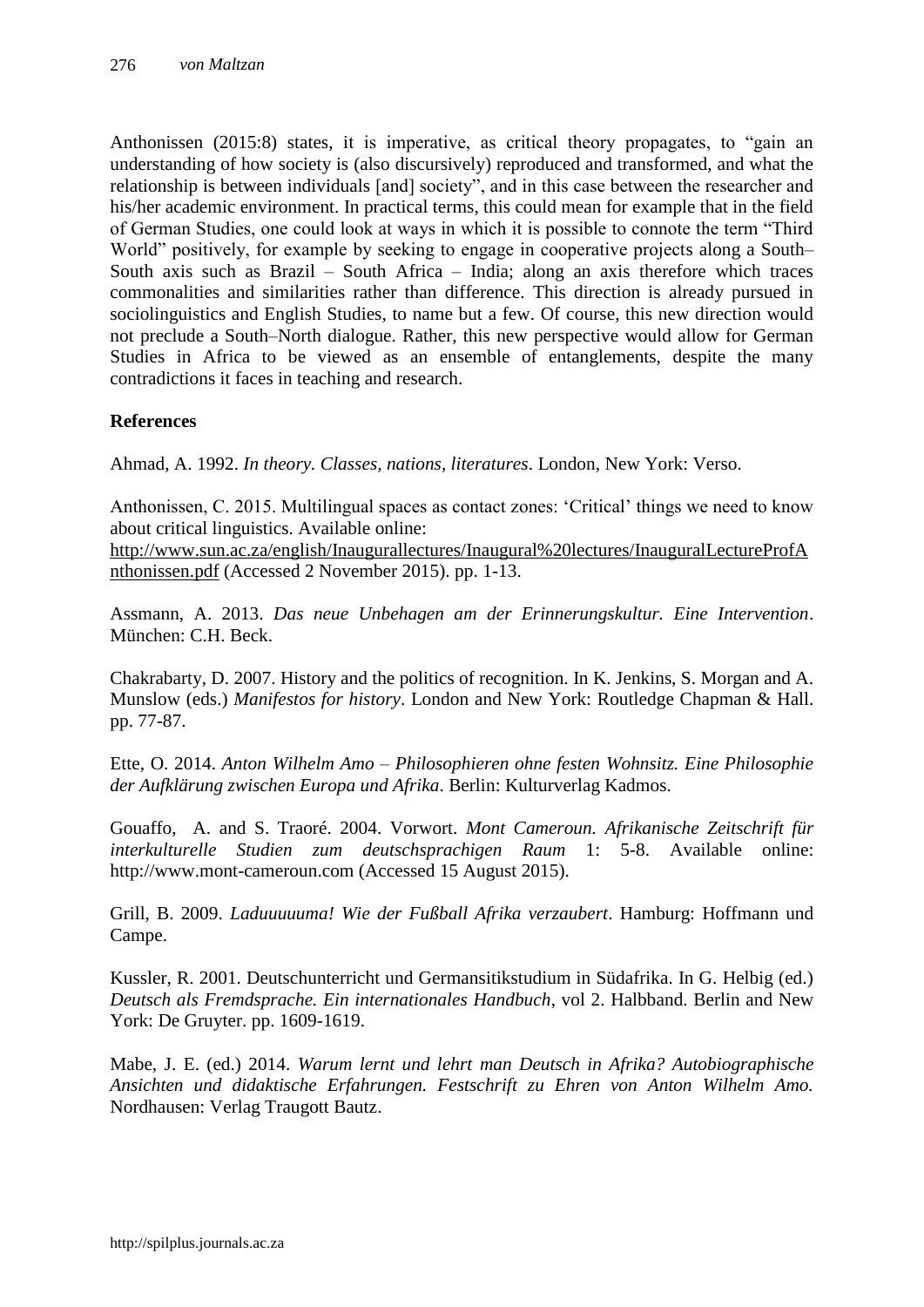Anthonissen (2015:8) states, it is imperative, as critical theory propagates, to "gain an understanding of how society is (also discursively) reproduced and transformed, and what the relationship is between individuals [and] society", and in this case between the researcher and his/her academic environment. In practical terms, this could mean for example that in the field of German Studies, one could look at ways in which it is possible to connote the term "Third World" positively, for example by seeking to engage in cooperative projects along a South–South axis such as Brazil – South Africa – India; along an axis therefore which traces commonalities and similarities rather than difference. This direction is already pursued in sociolinguistics and English Studies, to name but a few. Of course, this new direction would not preclude a South–North dialogue. Rather, this new perspective would allow for German Studies in Africa to be viewed as an ensemble of entanglements, despite the many contradictions it faces in teaching and research.

**References**

Ahmad, A. 1992. *In theory. Classes, nations, literatures*. London, New York: Verso.

Anthonissen, C. 2015. Multilingual spaces as contact zones: 'Critical' things we need to know about critical linguistics. Available online: http://www.sun.ac.za/english/Inaugurallectures/Inaugural%20lectures/InauguralLectureProfAnthonissen.pdf (Accessed 2 November 2015). pp. 1-13.

Assmann, A. 2013. *Das neue Unbehagen am der Erinnerungskultur. Eine Intervention*. München: C.H. Beck.

Chakrabarty, D. 2007. History and the politics of recognition. In K. Jenkins, S. Morgan and A. Munslow (eds.) *Manifestos for history*. London and New York: Routledge Chapman & Hall. pp. 77-87.

Ette, O. 2014. *Anton Wilhelm Amo – Philosophieren ohne festen Wohnsitz. Eine Philosophie der Aufklärung zwischen Europa und Afrika*. Berlin: Kulturverlag Kadmos.

Gouaffo, A. and S. Traoré. 2004. Vorwort. *Mont Cameroun. Afrikanische Zeitschrift für interkulturelle Studien zum deutschsprachigen Raum* 1: 5-8. Available online: http://www.mont-cameroun.com (Accessed 15 August 2015).

Grill, B. 2009. *Laduuuuuma! Wie der Fußball Afrika verzaubert*. Hamburg: Hoffmann und Campe.

Kussler, R. 2001. Deutschunterricht und Germansitikstudium in Südafrika. In G. Helbig (ed.) *Deutsch als Fremdsprache. Ein internationales Handbuch*, vol 2. Halbband. Berlin and New York: De Gruyter. pp. 1609-1619.

Mabe, J. E. (ed.) 2014. *Warum lernt und lehrt man Deutsch in Afrika? Autobiographische Ansichten und didaktische Erfahrungen. Festschrift zu Ehren von Anton Wilhelm Amo.* Nordhausen: Verlag Traugott Bautz.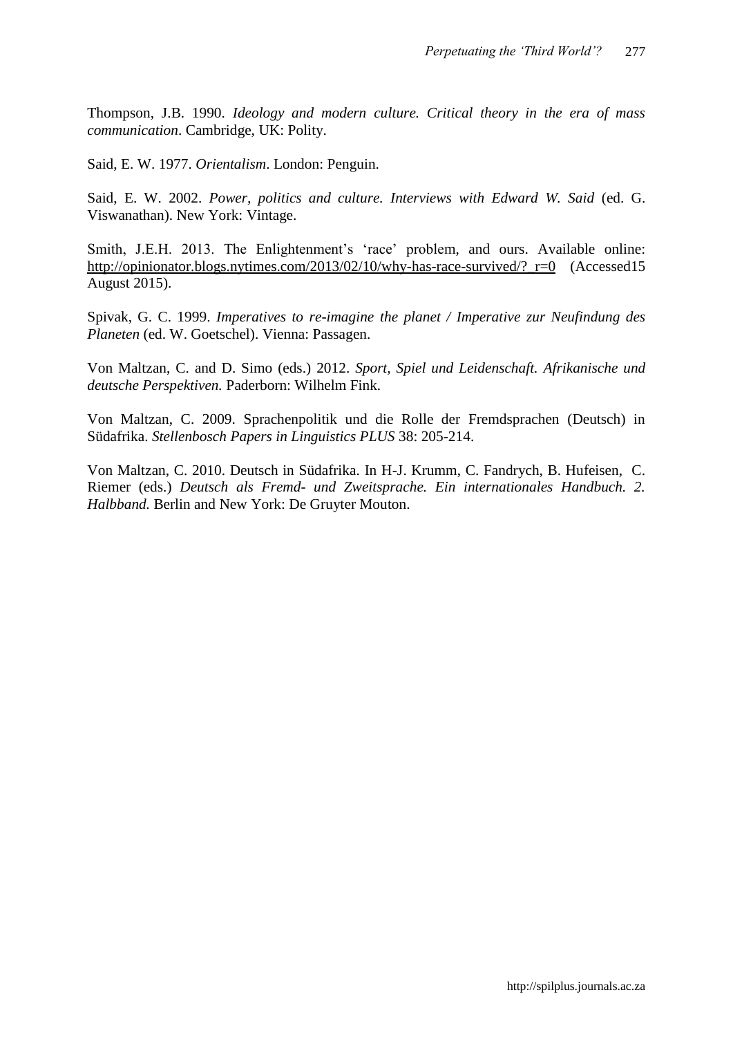Thompson, J.B. 1990. *Ideology and modern culture. Critical theory in the era of mass communication*. Cambridge, UK: Polity.

Said, E. W. 1977. *Orientalism*. London: Penguin.

Said, E. W. 2002. *Power, politics and culture. Interviews with Edward W. Said* (ed. G. Viswanathan). New York: Vintage.

Smith, J.E.H. 2013. The Enlightenment's 'race' problem, and ours. Available online: http://opinionator.blogs.nytimes.com/2013/02/10/why-has-race-survived/?_r=0 (Accessed15 August 2015).

Spivak, G. C. 1999. *Imperatives to re-imagine the planet / Imperative zur Neufindung des Planeten* (ed. W. Goetschel). Vienna: Passagen.

Von Maltzan, C. and D. Simo (eds.) 2012. *Sport, Spiel und Leidenschaft. Afrikanische und deutsche Perspektiven.* Paderborn: Wilhelm Fink.

Von Maltzan, C. 2009. Sprachenpolitik und die Rolle der Fremdsprachen (Deutsch) in Südafrika. *Stellenbosch Papers in Linguistics PLUS* 38: 205-214.

Von Maltzan, C. 2010. Deutsch in Südafrika. In H-J. Krumm, C. Fandrych, B. Hufeisen, C. Riemer (eds.) *Deutsch als Fremd- und Zweitsprache. Ein internationales Handbuch. 2. Halbband.* Berlin and New York: De Gruyter Mouton.